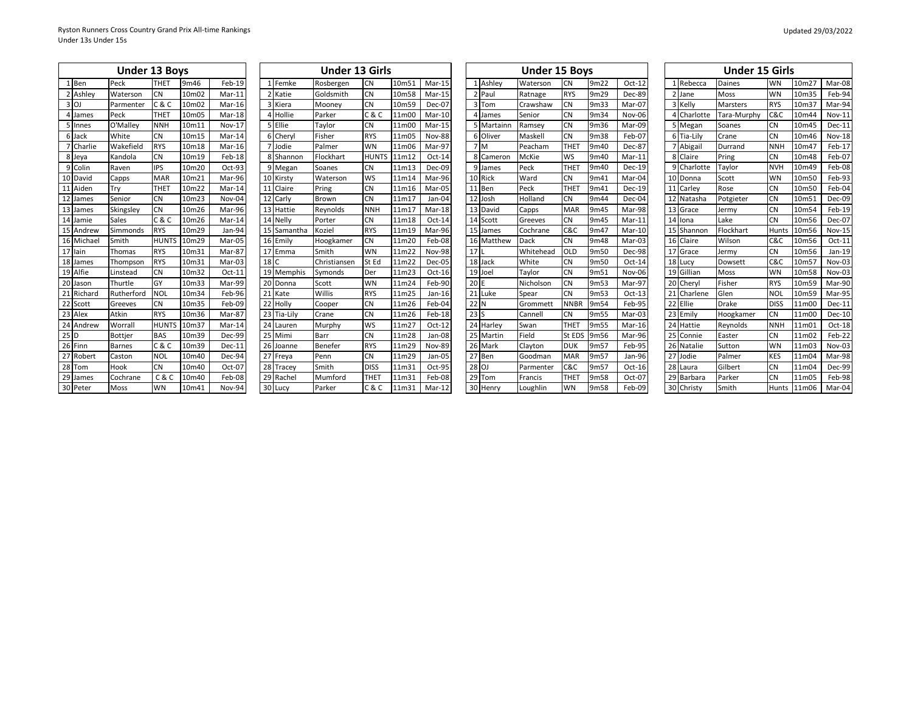Ryston Runners Cross Country Grand Prix All-time Rankings
Under 13s Under 15s

Updated 29/03/2022

## Under 13 Boys

| | | | | | |
|---|---|---|---|---|---|
| 1 | Ben | Peck | THET | 9m46 | Feb-19 |
| 2 | Ashley | Waterson | CN | 10m02 | Mar-11 |
| 3 | OJ | Parmenter | C & C | 10m02 | Mar-16 |
| 4 | James | Peck | THET | 10m05 | Mar-18 |
| 5 | Innes | O'Malley | NNH | 10m11 | Nov-17 |
| 6 | Jack | White | CN | 10m15 | Mar-14 |
| 7 | Charlie | Wakefield | RYS | 10m18 | Mar-16 |
| 8 | Jeya | Kandola | CN | 10m19 | Feb-18 |
| 9 | Colin | Raven | IPS | 10m20 | Oct-93 |
| 10 | David | Capps | MAR | 10m21 | Mar-96 |
| 11 | Aiden | Try | THET | 10m22 | Mar-14 |
| 12 | James | Senior | CN | 10m23 | Nov-04 |
| 13 | James | Skingsley | CN | 10m26 | Mar-96 |
| 14 | Jamie | Sales | C & C | 10m26 | Mar-14 |
| 15 | Andrew | Simmonds | RYS | 10m29 | Jan-94 |
| 16 | Michael | Smith | HUNTS | 10m29 | Mar-05 |
| 17 | Iain | Thomas | RYS | 10m31 | Mar-87 |
| 18 | James | Thompson | RYS | 10m31 | Mar-03 |
| 19 | Alfie | Linstead | CN | 10m32 | Oct-11 |
| 20 | Jason | Thurtle | GY | 10m33 | Mar-99 |
| 21 | Richard | Rutherford | NOL | 10m34 | Feb-96 |
| 22 | Scott | Greeves | CN | 10m35 | Feb-09 |
| 23 | Alex | Atkin | RYS | 10m36 | Mar-87 |
| 24 | Andrew | Worrall | HUNTS | 10m37 | Mar-14 |
| 25 | D | Bottjer | BAS | 10m39 | Dec-99 |
| 26 | Finn | Barnes | C & C | 10m39 | Dec-11 |
| 27 | Robert | Caston | NOL | 10m40 | Dec-94 |
| 28 | Tom | Hook | CN | 10m40 | Oct-07 |
| 29 | James | Cochrane | C & C | 10m40 | Feb-08 |
| 30 | Peter | Moss | WN | 10m41 | Nov-94 |

## Under 13 Girls

| | | | | | |
|---|---|---|---|---|---|
| 1 | Femke | Rosbergen | CN | 10m51 | Mar-15 |
| 2 | Katie | Goldsmith | CN | 10m58 | Mar-15 |
| 3 | Kiera | Mooney | CN | 10m59 | Dec-07 |
| 4 | Hollie | Parker | C & C | 11m00 | Mar-10 |
| 5 | Ellie | Taylor | CN | 11m00 | Mar-15 |
| 6 | Cheryl | Fisher | RYS | 11m05 | Nov-88 |
| 7 | Jodie | Palmer | WN | 11m06 | Mar-97 |
| 8 | Shannon | Flockhart | HUNTS | 11m12 | Oct-14 |
| 9 | Megan | Soanes | CN | 11m13 | Dec-09 |
| 10 | Kirsty | Waterson | WS | 11m14 | Mar-96 |
| 11 | Claire | Pring | CN | 11m16 | Mar-05 |
| 12 | Carly | Brown | CN | 11m17 | Jan-04 |
| 13 | Hattie | Reynolds | NNH | 11m17 | Mar-18 |
| 14 | Nelly | Porter | CN | 11m18 | Oct-14 |
| 15 | Samantha | Koziel | RYS | 11m19 | Mar-96 |
| 16 | Emily | Hoogkamer | CN | 11m20 | Feb-08 |
| 17 | Emma | Smith | WN | 11m22 | Nov-98 |
| 18 | C | Christiansen | St Ed | 11m22 | Dec-05 |
| 19 | Memphis | Symonds | Der | 11m23 | Oct-16 |
| 20 | Donna | Scott | WN | 11m24 | Feb-90 |
| 21 | Kate | Willis | RYS | 11m25 | Jan-16 |
| 22 | Holly | Cooper | CN | 11m26 | Feb-04 |
| 23 | Tia-Lily | Crane | CN | 11m26 | Feb-18 |
| 24 | Lauren | Murphy | WS | 11m27 | Oct-12 |
| 25 | Mimi | Barr | CN | 11m28 | Jan-08 |
| 26 | Joanne | Benefer | RYS | 11m29 | Nov-89 |
| 27 | Freya | Penn | CN | 11m29 | Jan-05 |
| 28 | Tracey | Smith | DISS | 11m31 | Oct-95 |
| 29 | Rachel | Mumford | THET | 11m31 | Feb-08 |
| 30 | Lucy | Parker | C & C | 11m31 | Mar-12 |

## Under 15 Boys

| | | | | | |
|---|---|---|---|---|---|
| 1 | Ashley | Waterson | CN | 9m22 | Oct-12 |
| 2 | Paul | Ratnage | RYS | 9m29 | Dec-89 |
| 3 | Tom | Crawshaw | CN | 9m33 | Mar-07 |
| 4 | James | Senior | CN | 9m34 | Nov-06 |
| 5 | Martainn | Ramsey | CN | 9m36 | Mar-09 |
| 6 | Oliver | Maskell | CN | 9m38 | Feb-07 |
| 7 | M | Peacham | THET | 9m40 | Dec-87 |
| 8 | Cameron | McKie | WS | 9m40 | Mar-11 |
| 9 | James | Peck | THET | 9m40 | Dec-19 |
| 10 | Rick | Ward | CN | 9m41 | Mar-04 |
| 11 | Ben | Peck | THET | 9m41 | Dec-19 |
| 12 | Josh | Holland | CN | 9m44 | Dec-04 |
| 13 | David | Capps | MAR | 9m45 | Mar-98 |
| 14 | Scott | Greeves | CN | 9m45 | Mar-11 |
| 15 | James | Cochrane | C&C | 9m47 | Mar-10 |
| 16 | Matthew | Dack | CN | 9m48 | Mar-03 |
| 17 | L | Whitehead | OLD | 9m50 | Dec-98 |
| 18 | Jack | White | CN | 9m50 | Oct-14 |
| 19 | Joel | Taylor | CN | 9m51 | Nov-06 |
| 20 | E | Nicholson | CN | 9m53 | Mar-97 |
| 21 | Luke | Spear | CN | 9m53 | Oct-13 |
| 22 | N | Grommett | NNBR | 9m54 | Feb-95 |
| 23 | S | Cannell | CN | 9m55 | Mar-03 |
| 24 | Harley | Swan | THET | 9m55 | Mar-16 |
| 25 | Martin | Field | St EDS | 9m56 | Mar-96 |
| 26 | Mark | Clayton | DUK | 9m57 | Feb-95 |
| 27 | Ben | Goodman | MAR | 9m57 | Jan-96 |
| 28 | OJ | Parmenter | C&C | 9m57 | Oct-16 |
| 29 | Tom | Francis | THET | 9m58 | Oct-07 |
| 30 | Henry | Loughlin | WN | 9m58 | Feb-09 |

## Under 15 Girls

| | | | | | |
|---|---|---|---|---|---|
| 1 | Rebecca | Daines | WN | 10m27 | Mar-08 |
| 2 | Jane | Moss | WN | 10m35 | Feb-94 |
| 3 | Kelly | Marsters | RYS | 10m37 | Mar-94 |
| 4 | Charlotte | Tara-Murphy | C&C | 10m44 | Nov-11 |
| 5 | Megan | Soanes | CN | 10m45 | Dec-11 |
| 6 | Tia-Lily | Crane | CN | 10m46 | Nov-18 |
| 7 | Abigail | Durrand | NNH | 10m47 | Feb-17 |
| 8 | Claire | Pring | CN | 10m48 | Feb-07 |
| 9 | Charlotte | Taylor | NVH | 10m49 | Feb-08 |
| 10 | Donna | Scott | WN | 10m50 | Feb-93 |
| 11 | Carley | Rose | CN | 10m50 | Feb-04 |
| 12 | Natasha | Potgieter | CN | 10m51 | Dec-09 |
| 13 | Grace | Jermy | CN | 10m54 | Feb-19 |
| 14 | Iona | Lake | CN | 10m56 | Dec-07 |
| 15 | Shannon | Flockhart | Hunts | 10m56 | Nov-15 |
| 16 | Claire | Wilson | C&C | 10m56 | Oct-11 |
| 17 | Grace | Jermy | CN | 10m56 | Jan-19 |
| 18 | Lucy | Dowsett | C&C | 10m57 | Nov-03 |
| 19 | Gillian | Moss | WN | 10m58 | Nov-03 |
| 20 | Cheryl | Fisher | RYS | 10m59 | Mar-90 |
| 21 | Charlene | Glen | NOL | 10m59 | Mar-95 |
| 22 | Ellie | Drake | DISS | 11m00 | Dec-11 |
| 23 | Emily | Hoogkamer | CN | 11m00 | Dec-10 |
| 24 | Hattie | Reynolds | NNH | 11m01 | Oct-18 |
| 25 | Connie | Easter | CN | 11m02 | Feb-22 |
| 26 | Natalie | Sutton | WN | 11m03 | Nov-03 |
| 27 | Jodie | Palmer | KES | 11m04 | Mar-98 |
| 28 | Laura | Gilbert | CN | 11m04 | Dec-99 |
| 29 | Barbara | Parker | CN | 11m05 | Feb-98 |
| 30 | Christy | Smith | Hunts | 11m06 | Mar-04 |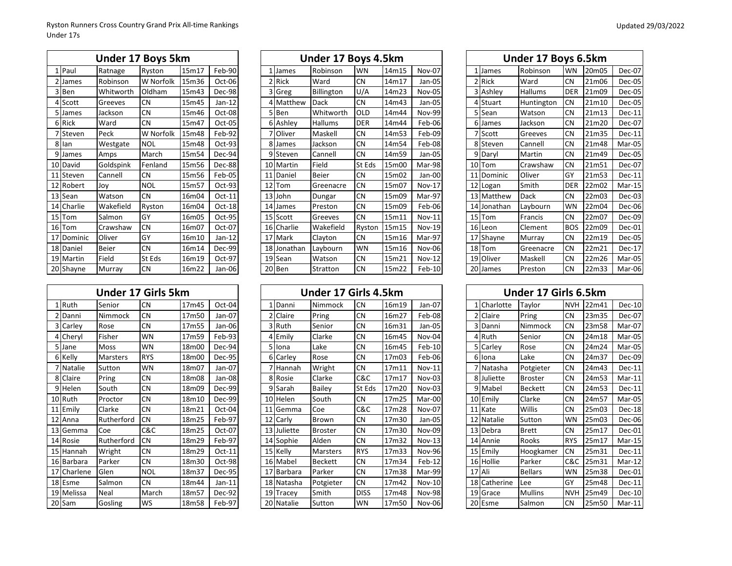Ryston Runners Cross Country Grand Prix All-time Rankings
Under 17s

Updated 29/03/2022

## Under 17 Boys 5km

| | | | | | |
|---|---|---|---|---|---|
| 1 | Paul | Ratnage | Ryston | 15m17 | Feb-90 |
| 2 | James | Robinson | W Norfolk | 15m36 | Oct-06 |
| 3 | Ben | Whitworth | Oldham | 15m43 | Dec-98 |
| 4 | Scott | Greeves | CN | 15m45 | Jan-12 |
| 5 | James | Jackson | CN | 15m46 | Oct-08 |
| 6 | Rick | Ward | CN | 15m47 | Oct-05 |
| 7 | Steven | Peck | W Norfolk | 15m48 | Feb-92 |
| 8 | Ian | Westgate | NOL | 15m48 | Oct-93 |
| 9 | James | Amps | March | 15m54 | Dec-94 |
| 10 | David | Goldspink | Fenland | 15m56 | Dec-88 |
| 11 | Steven | Cannell | CN | 15m56 | Feb-05 |
| 12 | Robert | Joy | NOL | 15m57 | Oct-93 |
| 13 | Sean | Watson | CN | 16m04 | Oct-11 |
| 14 | Charlie | Wakefield | Ryston | 16m04 | Oct-18 |
| 15 | Tom | Salmon | GY | 16m05 | Oct-95 |
| 16 | Tom | Crawshaw | CN | 16m07 | Oct-07 |
| 17 | Dominic | Oliver | GY | 16m10 | Jan-12 |
| 18 | Daniel | Beier | CN | 16m14 | Dec-99 |
| 19 | Martin | Field | St Eds | 16m19 | Oct-97 |
| 20 | Shayne | Murray | CN | 16m22 | Jan-06 |

## Under 17 Boys 4.5km

| | | | | | |
|---|---|---|---|---|---|
| 1 | James | Robinson | WN | 14m15 | Nov-07 |
| 2 | Rick | Ward | CN | 14m17 | Jan-05 |
| 3 | Greg | Billington | U/A | 14m23 | Nov-05 |
| 4 | Matthew | Dack | CN | 14m43 | Jan-05 |
| 5 | Ben | Whitworth | OLD | 14m44 | Nov-99 |
| 6 | Ashley | Hallums | DER | 14m44 | Feb-06 |
| 7 | Oliver | Maskell | CN | 14m53 | Feb-09 |
| 8 | James | Jackson | CN | 14m54 | Feb-08 |
| 9 | Steven | Cannell | CN | 14m59 | Jan-05 |
| 10 | Martin | Field | St Eds | 15m00 | Mar-98 |
| 11 | Daniel | Beier | CN | 15m02 | Jan-00 |
| 12 | Tom | Greenacre | CN | 15m07 | Nov-17 |
| 13 | John | Dungar | CN | 15m09 | Mar-97 |
| 14 | James | Preston | CN | 15m09 | Feb-06 |
| 15 | Scott | Greeves | CN | 15m11 | Nov-11 |
| 16 | Charlie | Wakefield | Ryston | 15m15 | Nov-19 |
| 17 | Mark | Clayton | CN | 15m16 | Mar-97 |
| 18 | Jonathan | Laybourn | WN | 15m16 | Nov-06 |
| 19 | Sean | Watson | CN | 15m21 | Nov-12 |
| 20 | Ben | Stratton | CN | 15m22 | Feb-10 |

## Under 17 Boys 6.5km

| | | | | | |
|---|---|---|---|---|---|
| 1 | James | Robinson | WN | 20m05 | Dec-07 |
| 2 | Rick | Ward | CN | 21m06 | Dec-05 |
| 3 | Ashley | Hallums | DER | 21m09 | Dec-05 |
| 4 | Stuart | Huntington | CN | 21m10 | Dec-05 |
| 5 | Sean | Watson | CN | 21m13 | Dec-11 |
| 6 | James | Jackson | CN | 21m20 | Dec-07 |
| 7 | Scott | Greeves | CN | 21m35 | Dec-11 |
| 8 | Steven | Cannell | CN | 21m48 | Mar-05 |
| 9 | Daryl | Martin | CN | 21m49 | Dec-05 |
| 10 | Tom | Crawshaw | CN | 21m51 | Dec-07 |
| 11 | Dominic | Oliver | GY | 21m53 | Dec-11 |
| 12 | Logan | Smith | DER | 22m02 | Mar-15 |
| 13 | Matthew | Dack | CN | 22m03 | Dec-03 |
| 14 | Jonathan | Laybourn | WN | 22m04 | Dec-06 |
| 15 | Tom | Francis | CN | 22m07 | Dec-09 |
| 16 | Leon | Clement | BOS | 22m09 | Dec-01 |
| 17 | Shayne | Murray | CN | 22m19 | Dec-05 |
| 18 | Tom | Greenacre | CN | 22m21 | Dec-17 |
| 19 | Oliver | Maskell | CN | 22m26 | Mar-05 |
| 20 | James | Preston | CN | 22m33 | Mar-06 |

## Under 17 Girls 5km

| | | | | | |
|---|---|---|---|---|---|
| 1 | Ruth | Senior | CN | 17m45 | Oct-04 |
| 2 | Danni | Nimmock | CN | 17m50 | Jan-07 |
| 3 | Carley | Rose | CN | 17m55 | Jan-06 |
| 4 | Cheryl | Fisher | WN | 17m59 | Feb-93 |
| 5 | Jane | Moss | WN | 18m00 | Dec-94 |
| 6 | Kelly | Marsters | RYS | 18m00 | Dec-95 |
| 7 | Natalie | Sutton | WN | 18m07 | Jan-07 |
| 8 | Claire | Pring | CN | 18m08 | Jan-08 |
| 9 | Helen | South | CN | 18m09 | Dec-99 |
| 10 | Ruth | Proctor | CN | 18m10 | Dec-99 |
| 11 | Emily | Clarke | CN | 18m21 | Oct-04 |
| 12 | Anna | Rutherford | CN | 18m25 | Feb-97 |
| 13 | Gemma | Coe | C&C | 18m25 | Oct-07 |
| 14 | Rosie | Rutherford | CN | 18m29 | Feb-97 |
| 15 | Hannah | Wright | CN | 18m29 | Oct-11 |
| 16 | Barbara | Parker | CN | 18m30 | Oct-98 |
| 17 | Charlene | Glen | NOL | 18m37 | Dec-95 |
| 18 | Esme | Salmon | CN | 18m44 | Jan-11 |
| 19 | Melissa | Neal | March | 18m57 | Dec-92 |
| 20 | Sam | Gosling | WS | 18m58 | Feb-97 |

## Under 17 Girls 4.5km

| | | | | | |
|---|---|---|---|---|---|
| 1 | Danni | Nimmock | CN | 16m19 | Jan-07 |
| 2 | Claire | Pring | CN | 16m27 | Feb-08 |
| 3 | Ruth | Senior | CN | 16m31 | Jan-05 |
| 4 | Emily | Clarke | CN | 16m45 | Nov-04 |
| 5 | Iona | Lake | CN | 16m45 | Feb-10 |
| 6 | Carley | Rose | CN | 17m03 | Feb-06 |
| 7 | Hannah | Wright | CN | 17m11 | Nov-11 |
| 8 | Rosie | Clarke | C&C | 17m17 | Nov-03 |
| 9 | Sarah | Bailey | St Eds | 17m20 | Nov-03 |
| 10 | Helen | South | CN | 17m25 | Mar-00 |
| 11 | Gemma | Coe | C&C | 17m28 | Nov-07 |
| 12 | Carly | Brown | CN | 17m30 | Jan-05 |
| 13 | Juliette | Broster | CN | 17m30 | Nov-09 |
| 14 | Sophie | Alden | CN | 17m32 | Nov-13 |
| 15 | Kelly | Marsters | RYS | 17m33 | Nov-96 |
| 16 | Mabel | Beckett | CN | 17m34 | Feb-12 |
| 17 | Barbara | Parker | CN | 17m38 | Mar-99 |
| 18 | Natasha | Potgieter | CN | 17m42 | Nov-10 |
| 19 | Tracey | Smith | DISS | 17m48 | Nov-98 |
| 20 | Natalie | Sutton | WN | 17m50 | Nov-06 |

## Under 17 Girls 6.5km

| | | | | | |
|---|---|---|---|---|---|
| 1 | Charlotte | Taylor | NVH | 22m41 | Dec-10 |
| 2 | Claire | Pring | CN | 23m35 | Dec-07 |
| 3 | Danni | Nimmock | CN | 23m58 | Mar-07 |
| 4 | Ruth | Senior | CN | 24m18 | Mar-05 |
| 5 | Carley | Rose | CN | 24m24 | Mar-05 |
| 6 | Iona | Lake | CN | 24m37 | Dec-09 |
| 7 | Natasha | Potgieter | CN | 24m43 | Dec-11 |
| 8 | Juliette | Broster | CN | 24m53 | Mar-11 |
| 9 | Mabel | Beckett | CN | 24m53 | Dec-11 |
| 10 | Emily | Clarke | CN | 24m57 | Mar-05 |
| 11 | Kate | Willis | CN | 25m03 | Dec-18 |
| 12 | Natalie | Sutton | WN | 25m03 | Dec-06 |
| 13 | Debra | Brett | CN | 25m17 | Dec-01 |
| 14 | Annie | Rooks | RYS | 25m17 | Mar-15 |
| 15 | Emily | Hoogkamer | CN | 25m31 | Dec-11 |
| 16 | Hollie | Parker | C&C | 25m31 | Mar-12 |
| 17 | Ali | Bellars | WN | 25m38 | Dec-01 |
| 18 | Catherine | Lee | GY | 25m48 | Dec-11 |
| 19 | Grace | Mullins | NVH | 25m49 | Dec-10 |
| 20 | Esme | Salmon | CN | 25m50 | Mar-11 |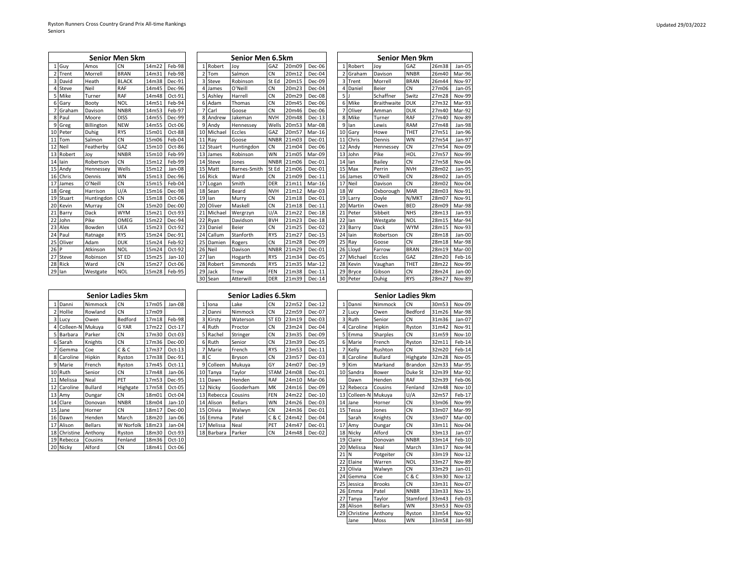Ryston Runners Cross Country Grand Prix All-time Rankings
Seniors

Updated 29/03/2022

## Senior Men 5km

| | | | | | |
|---|---|---|---|---|---|
| 1 | Guy | Amos | CN | 14m22 | Feb-98 |
| 2 | Trent | Morrell | BRAN | 14m31 | Feb-98 |
| 3 | David | Heath | BLACK | 14m38 | Dec-91 |
| 4 | Steve | Neil | RAF | 14m45 | Dec-96 |
| 5 | Mike | Turner | RAF | 14m48 | Oct-91 |
| 6 | Gary | Booty | NOL | 14m51 | Feb-94 |
| 7 | Graham | Davison | NNBR | 14m53 | Feb-97 |
| 8 | Paul | Moore | DISS | 14m55 | Dec-99 |
| 9 | Greg | Billington | NEW | 14m55 | Oct-06 |
| 10 | Peter | Duhig | RYS | 15m01 | Oct-88 |
| 11 | Tom | Salmon | CN | 15m06 | Feb-04 |
| 12 | Neil | Featherby | GAZ | 15m10 | Oct-86 |
| 13 | Robert | Joy | NNBR | 15m10 | Feb-99 |
| 14 | Iain | Robertson | CN | 15m12 | Feb-99 |
| 15 | Andy | Hennessey | Wells | 15m12 | Jan-08 |
| 16 | Chris | Dennis | WN | 15m13 | Dec-96 |
| 17 | James | O'Neill | CN | 15m15 | Feb-04 |
| 18 | Greg | Harrison | U/A | 15m16 | Dec-98 |
| 19 | Stuart | Huntingdon | CN | 15m18 | Oct-06 |
| 20 | Kevin | Murray | CN | 15m20 | Dec-00 |
| 21 | Barry | Dack | WYM | 15m21 | Oct-93 |
| 22 | John | Pike | OMEG | 15m22 | Dec-94 |
| 23 | Alex | Bowden | UEA | 15m23 | Oct-92 |
| 24 | Paul | Ratnage | RYS | 15m24 | Dec-91 |
| 25 | Oliver | Adam | DUK | 15m24 | Feb-92 |
| 26 | P | Atkinson | NOL | 15m24 | Oct-92 |
| 27 | Steve | Robinson | ST ED | 15m25 | Jan-10 |
| 28 | Rick | Ward | CN | 15m27 | Oct-06 |
| 29 | Ian | Westgate | NOL | 15m28 | Feb-95 |

## Senior Men 6.5km

| | | | | | |
|---|---|---|---|---|---|
| 1 | Robert | Joy | GAZ | 20m09 | Dec-06 |
| 2 | Tom | Salmon | CN | 20m12 | Dec-04 |
| 3 | Steve | Robinson | St Ed | 20m15 | Dec-09 |
| 4 | James | O'Neill | CN | 20m23 | Dec-04 |
| 5 | Ashley | Harrell | CN | 20m29 | Dec-08 |
| 6 | Adam | Thomas | CN | 20m45 | Dec-06 |
| 7 | Carl | Goose | CN | 20m46 | Dec-06 |
| 8 | Andrew | Jakeman | NVH | 20m48 | Dec-13 |
| 9 | Andy | Hennessey | Wells | 20m53 | Mar-08 |
| 10 | Michael | Eccles | GAZ | 20m57 | Mar-16 |
| 11 | Ray | Goose | NNBR | 21m03 | Dec-01 |
| 12 | Stuart | Huntingdon | CN | 21m04 | Dec-06 |
| 13 | James | Robinson | WN | 21m05 | Mar-09 |
| 14 | Steve | Jones | NNBR | 21m06 | Dec-01 |
| 15 | Matt | Barnes-Smith | St Ed | 21m06 | Dec-01 |
| 16 | Rick | Ward | CN | 21m09 | Dec-11 |
| 17 | Logan | Smith | DER | 21m11 | Mar-16 |
| 18 | Sean | Beard | NVH | 21m12 | Mar-03 |
| 19 | Ian | Murry | CN | 21m18 | Dec-01 |
| 20 | Oliver | Maskell | CN | 21m18 | Dec-11 |
| 21 | Michael | Wergrzyn | U/A | 21m22 | Dec-18 |
| 22 | Ryan | Davidson | BVH | 21m23 | Dec-18 |
| 23 | Daniel | Beier | CN | 21m25 | Dec-02 |
| 24 | Callum | Stanforth | RYS | 21m27 | Dec-15 |
| 25 | Damien | Rogers | CN | 21m28 | Dec-09 |
| 26 | Neil | Davison | NNBR | 21m29 | Dec-01 |
| 27 | Ian | Hogarth | RYS | 21m34 | Dec-05 |
| 28 | Robert | Simmonds | RYS | 21m35 | Mar-12 |
| 29 | Jack | Trow | FEN | 21m38 | Dec-11 |
| 30 | Sean | Atterwill | DER | 21m39 | Dec-14 |

## Senior Men 9km

| | | | | | |
|---|---|---|---|---|---|
| 1 | Robert | Joy | GAZ | 26m38 | Jan-05 |
| 2 | Graham | Davison | NNBR | 26m40 | Mar-96 |
| 3 | Trent | Morrell | BRAN | 26m44 | Nov-97 |
| 4 | Daniel | Beier | CN | 27m06 | Jan-05 |
| 5 | J | Schaffner | Switz | 27m28 | Nov-99 |
| 6 | Mike | Braithwaite | DUK | 27m32 | Mar-93 |
| 7 | Oliver | Amman | DUK | 27m40 | Mar-92 |
| 8 | Mike | Turner | RAF | 27m40 | Nov-89 |
| 9 | Ian | Lewis | RAM | 27m48 | Jan-98 |
| 10 | Gary | Howe | THET | 27m51 | Jan-96 |
| 11 | Chris | Dennis | WN | 27m54 | Jan-97 |
| 12 | Andy | Hennessey | CN | 27m54 | Nov-09 |
| 13 | John | Pike | HOL | 27m57 | Nov-99 |
| 14 | Ian | Bailey | CN | 27m58 | Nov-04 |
| 15 | Max | Perrin | NVH | 28m02 | Jan-95 |
| 16 | James | O'Neill | CN | 28m02 | Jan-05 |
| 17 | Neil | Davison | CN | 28m02 | Nov-04 |
| 18 | W | Oxborough | MAR | 28m03 | Nov-91 |
| 19 | Larry | Doyle | N/MKT | 28m07 | Nov-91 |
| 20 | Martin | Owen | BED | 28m09 | Mar-98 |
| 21 | Peter | Sibbeit | NHS | 28m13 | Jan-93 |
| 22 | Ian | Westgate | NOL | 28m15 | Mar-94 |
| 23 | Barry | Dack | WYM | 28m15 | Nov-93 |
| 24 | Iain | Robertson | CN | 28m18 | Jan-00 |
| 25 | Ray | Goose | CN | 28m18 | Mar-98 |
| 26 | Lloyd | Farrow | BRAN | 28m19 | Mar-00 |
| 27 | Michael | Eccles | GAZ | 28m20 | Feb-16 |
| 28 | Kevin | Vaughan | THET | 28m22 | Nov-99 |
| 29 | Bryce | Gibson | CN | 28m24 | Jan-00 |
| 30 | Peter | Duhig | RYS | 28m27 | Nov-89 |

## Senior Ladies 5km

| | | | | | |
|---|---|---|---|---|---|
| 1 | Danni | Nimmock | CN | 17m05 | Jan-08 |
| 2 | Hollie | Rowland | CN | 17m09 | |
| 3 | Lucy | Owen | Bedford | 17m18 | Feb-98 |
| 4 | Colleen-N | Mukuya | G YAR | 17m22 | Oct-17 |
| 5 | Barbara | Parker | CN | 17m30 | Oct-03 |
| 6 | Sarah | Knights | CN | 17m36 | Dec-00 |
| 7 | Gemma | Coe | C & C | 17m37 | Oct-13 |
| 8 | Caroline | Hipkin | Ryston | 17m38 | Dec-91 |
| 9 | Marie | French | Ryston | 17m45 | Oct-11 |
| 10 | Ruth | Senior | CN | 17m48 | Jan-06 |
| 11 | Melissa | Neal | PET | 17m53 | Dec-95 |
| 12 | Caroline | Bullard | Highgate | 17m58 | Oct-05 |
| 13 | Amy | Dungar | CN | 18m01 | Oct-04 |
| 14 | Clare | Donovan | NNBR | 18m04 | Jan-10 |
| 15 | Jane | Horner | CN | 18m17 | Dec-00 |
| 16 | Dawn | Henden | March | 18m20 | Jan-06 |
| 17 | Alison | Bellars | W Norfolk | 18m23 | Jan-04 |
| 18 | Christine | Anthony | Ryston | 18m30 | Oct-93 |
| 19 | Rebecca | Cousins | Fenland | 18m36 | Oct-10 |
| 20 | Nicky | Alford | CN | 18m41 | Oct-06 |

## Senior Ladies 6.5km

| | | | | | |
|---|---|---|---|---|---|
| 1 | Iona | Lake | CN | 22m52 | Dec-12 |
| 2 | Danni | Nimmock | CN | 22m59 | Dec-07 |
| 3 | Kirsty | Waterson | ST ED | 23m19 | Dec-03 |
| 4 | Ruth | Proctor | CN | 23m24 | Dec-04 |
| 5 | Rachel | Stringer | CN | 23m35 | Dec-09 |
| 6 | Ruth | Senior | CN | 23m39 | Dec-05 |
| 7 | Marie | French | RYS | 23m53 | Dec-11 |
| 8 | C | Bryson | CN | 23m57 | Dec-03 |
| 9 | Colleen | Mukuya | GY | 24m07 | Dec-19 |
| 10 | Tanya | Taylor | STAM | 24m08 | Dec-01 |
| 11 | Dawn | Henden | RAF | 24m10 | Mar-06 |
| 12 | Nicky | Gooderham | MK | 24m16 | Dec-09 |
| 13 | Rebecca | Cousins | FEN | 24m22 | Dec-10 |
| 14 | Alison | Bellars | WN | 24m26 | Dec-03 |
| 15 | Olivia | Walwyn | CN | 24m36 | Dec-01 |
| 16 | Emma | Patel | C & C | 24m42 | Dec-04 |
| 17 | Melissa | Neal | PET | 24m47 | Dec-01 |
| 18 | Barbara | Parker | CN | 24m48 | Dec-02 |

## Senior Ladies 9km

| | | | | | |
|---|---|---|---|---|---|
| 1 | Danni | Nimmock | CN | 30m53 | Nov-09 |
| 2 | Lucy | Owen | Bedford | 31m26 | Mar-98 |
| 3 | Ruth | Senior | CN | 31m36 | Jan-07 |
| 4 | Caroline | Hipkin | Ryston | 31m42 | Nov-91 |
| 5 | Emma | Sharples | CN | 31m59 | Nov-10 |
| 6 | Marie | French | Ryston | 32m11 | Feb-14 |
| 7 | Kelly | Rushton | CN | 32m20 | Feb-14 |
| 8 | Caroline | Bullard | Highgate | 32m28 | Nov-05 |
| 9 | Kim | Markand | Brandon | 32m33 | Mar-95 |
| 10 | Sandra | Bower | Duke St | 32m39 | Mar-92 |
| | Dawn | Henden | RAF | 32m39 | Feb-06 |
| 12 | Rebecca | Cousins | Fenland | 32m48 | Nov-10 |
| 13 | Colleen-N | Mukuya | U/A | 32m57 | Feb-17 |
| 14 | Jane | Horner | CN | 33m06 | Nov-99 |
| 15 | Tessa | Jones | CN | 33m07 | Mar-99 |
| | Sarah | Knights | CN | 33m07 | Mar-00 |
| 17 | Amy | Dungar | CN | 33m11 | Nov-04 |
| 18 | Nicky | Alford | CN | 33m13 | Jan-07 |
| 19 | Claire | Donovan | NNBR | 33m14 | Feb-10 |
| 20 | Melissa | Neal | March | 33m17 | Nov-94 |
| 21 | N | Potgeiter | CN | 33m19 | Nov-12 |
| 22 | Elaine | Warren | NOL | 33m27 | Nov-89 |
| 23 | Olivia | Walwyn | CN | 33m29 | Jan-01 |
| 24 | Gemma | Coe | C & C | 33m30 | Nov-12 |
| 25 | Jessica | Brooks | CN | 33m31 | Nov-07 |
| 26 | Emma | Patel | NNBR | 33m33 | Nov-15 |
| 27 | Tanya | Taylor | Stamford | 33m43 | Feb-03 |
| 28 | Alison | Bellars | WN | 33m53 | Nov-03 |
| 29 | Christine | Anthony | Ryston | 33m54 | Nov-92 |
| | Jane | Moss | WN | 33m58 | Jan-98 |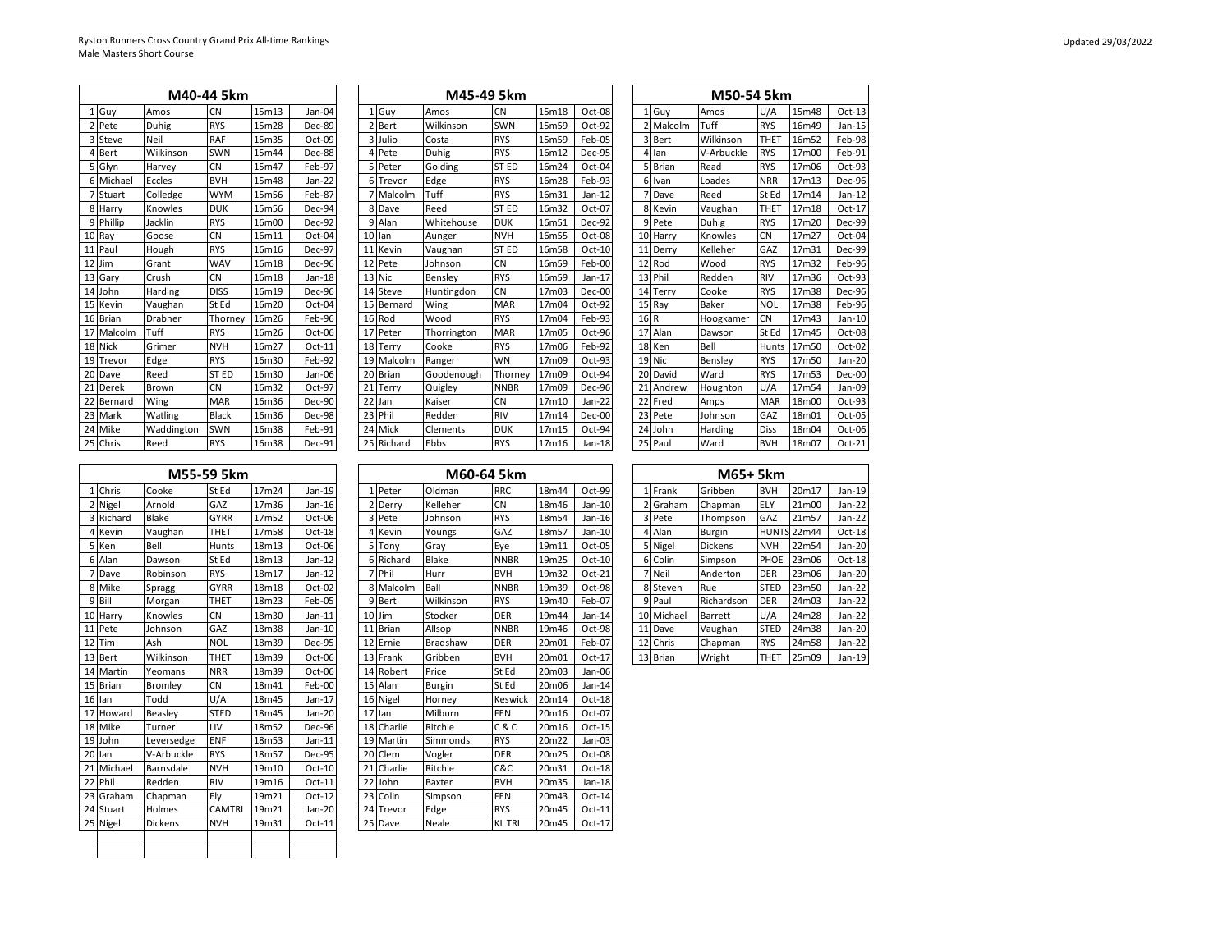Ryston Runners Cross Country Grand Prix All-time Rankings
Male Masters Short Course

Updated 29/03/2022

## M40-44 5km

| | | | | | |
|---|---|---|---|---|---|
| 1 | Guy | Amos | CN | 15m13 | Jan-04 |
| 2 | Pete | Duhig | RYS | 15m28 | Dec-89 |
| 3 | Steve | Neil | RAF | 15m35 | Oct-09 |
| 4 | Bert | Wilkinson | SWN | 15m44 | Dec-88 |
| 5 | Glyn | Harvey | CN | 15m47 | Feb-97 |
| 6 | Michael | Eccles | BVH | 15m48 | Jan-22 |
| 7 | Stuart | Colledge | WYM | 15m56 | Feb-87 |
| 8 | Harry | Knowles | DUK | 15m56 | Dec-94 |
| 9 | Phillip | Jacklin | RYS | 16m00 | Dec-92 |
| 10 | Ray | Goose | CN | 16m11 | Oct-04 |
| 11 | Paul | Hough | RYS | 16m16 | Dec-97 |
| 12 | Jim | Grant | WAV | 16m18 | Dec-96 |
| 13 | Gary | Crush | CN | 16m18 | Jan-18 |
| 14 | John | Harding | DISS | 16m19 | Dec-96 |
| 15 | Kevin | Vaughan | St Ed | 16m20 | Oct-04 |
| 16 | Brian | Drabner | Thorney | 16m26 | Feb-96 |
| 17 | Malcolm | Tuff | RYS | 16m26 | Oct-06 |
| 18 | Nick | Grimer | NVH | 16m27 | Oct-11 |
| 19 | Trevor | Edge | RYS | 16m30 | Feb-92 |
| 20 | Dave | Reed | ST ED | 16m30 | Jan-06 |
| 21 | Derek | Brown | CN | 16m32 | Oct-97 |
| 22 | Bernard | Wing | MAR | 16m36 | Dec-90 |
| 23 | Mark | Watling | Black | 16m36 | Dec-98 |
| 24 | Mike | Waddington | SWN | 16m38 | Feb-91 |
| 25 | Chris | Reed | RYS | 16m38 | Dec-91 |

## M45-49 5km

| | | | | | |
|---|---|---|---|---|---|
| 1 | Guy | Amos | CN | 15m18 | Oct-08 |
| 2 | Bert | Wilkinson | SWN | 15m59 | Oct-92 |
| 3 | Julio | Costa | RYS | 15m59 | Feb-05 |
| 4 | Pete | Duhig | RYS | 16m12 | Dec-95 |
| 5 | Peter | Golding | ST ED | 16m24 | Oct-04 |
| 6 | Trevor | Edge | RYS | 16m28 | Feb-93 |
| 7 | Malcolm | Tuff | RYS | 16m31 | Jan-12 |
| 8 | Dave | Reed | ST ED | 16m32 | Oct-07 |
| 9 | Alan | Whitehouse | DUK | 16m51 | Dec-92 |
| 10 | Ian | Aunger | NVH | 16m55 | Oct-08 |
| 11 | Kevin | Vaughan | ST ED | 16m58 | Oct-10 |
| 12 | Pete | Johnson | CN | 16m59 | Feb-00 |
| 13 | Nic | Bensley | RYS | 16m59 | Jan-17 |
| 14 | Steve | Huntingdon | CN | 17m03 | Dec-00 |
| 15 | Bernard | Wing | MAR | 17m04 | Oct-92 |
| 16 | Rod | Wood | RYS | 17m04 | Feb-93 |
| 17 | Peter | Thorrington | MAR | 17m05 | Oct-96 |
| 18 | Terry | Cooke | RYS | 17m06 | Feb-92 |
| 19 | Malcolm | Ranger | WN | 17m09 | Oct-93 |
| 20 | Brian | Goodenough | Thorney | 17m09 | Oct-94 |
| 21 | Terry | Quigley | NNBR | 17m09 | Dec-96 |
| 22 | Jan | Kaiser | CN | 17m10 | Jan-22 |
| 23 | Phil | Redden | RIV | 17m14 | Dec-00 |
| 24 | Mick | Clements | DUK | 17m15 | Oct-94 |
| 25 | Richard | Ebbs | RYS | 17m16 | Jan-18 |

## M50-54 5km

| | | | | | |
|---|---|---|---|---|---|
| 1 | Guy | Amos | U/A | 15m48 | Oct-13 |
| 2 | Malcolm | Tuff | RYS | 16m49 | Jan-15 |
| 3 | Bert | Wilkinson | THET | 16m52 | Feb-98 |
| 4 | Ian | V-Arbuckle | RYS | 17m00 | Feb-91 |
| 5 | Brian | Read | RYS | 17m06 | Oct-93 |
| 6 | Ivan | Loades | NRR | 17m13 | Dec-96 |
| 7 | Dave | Reed | St Ed | 17m14 | Jan-12 |
| 8 | Kevin | Vaughan | THET | 17m18 | Oct-17 |
| 9 | Pete | Duhig | RYS | 17m20 | Dec-99 |
| 10 | Harry | Knowles | CN | 17m27 | Oct-04 |
| 11 | Derry | Kelleher | GAZ | 17m31 | Dec-99 |
| 12 | Rod | Wood | RYS | 17m32 | Feb-96 |
| 13 | Phil | Redden | RIV | 17m36 | Oct-93 |
| 14 | Terry | Cooke | RYS | 17m38 | Dec-96 |
| 15 | Ray | Baker | NOL | 17m38 | Feb-96 |
| 16 | R | Hoogkamer | CN | 17m43 | Jan-10 |
| 17 | Alan | Dawson | St Ed | 17m45 | Oct-08 |
| 18 | Ken | Bell | Hunts | 17m50 | Oct-02 |
| 19 | Nic | Bensley | RYS | 17m50 | Jan-20 |
| 20 | David | Ward | RYS | 17m53 | Dec-00 |
| 21 | Andrew | Houghton | U/A | 17m54 | Jan-09 |
| 22 | Fred | Amps | MAR | 18m00 | Oct-93 |
| 23 | Pete | Johnson | GAZ | 18m01 | Oct-05 |
| 24 | John | Harding | Diss | 18m04 | Oct-06 |
| 25 | Paul | Ward | BVH | 18m07 | Oct-21 |

## M55-59 5km

| | | | | | |
|---|---|---|---|---|---|
| 1 | Chris | Cooke | St Ed | 17m24 | Jan-19 |
| 2 | Nigel | Arnold | GAZ | 17m36 | Jan-16 |
| 3 | Richard | Blake | GYRR | 17m52 | Oct-06 |
| 4 | Kevin | Vaughan | THET | 17m58 | Oct-18 |
| 5 | Ken | Bell | Hunts | 18m13 | Oct-06 |
| 6 | Alan | Dawson | St Ed | 18m13 | Jan-12 |
| 7 | Dave | Robinson | RYS | 18m17 | Jan-12 |
| 8 | Mike | Spragg | GYRR | 18m18 | Oct-02 |
| 9 | Bill | Morgan | THET | 18m23 | Feb-05 |
| 10 | Harry | Knowles | CN | 18m30 | Jan-11 |
| 11 | Pete | Johnson | GAZ | 18m38 | Jan-10 |
| 12 | Tim | Ash | NOL | 18m39 | Dec-95 |
| 13 | Bert | Wilkinson | THET | 18m39 | Oct-06 |
| 14 | Martin | Yeomans | NRR | 18m39 | Oct-06 |
| 15 | Brian | Bromley | CN | 18m41 | Feb-00 |
| 16 | Ian | Todd | U/A | 18m45 | Jan-17 |
| 17 | Howard | Beasley | STED | 18m45 | Jan-20 |
| 18 | Mike | Turner | LIV | 18m52 | Dec-96 |
| 19 | John | Leversedge | ENF | 18m53 | Jan-11 |
| 20 | Ian | V-Arbuckle | RYS | 18m57 | Dec-95 |
| 21 | Michael | Barnsdale | NVH | 19m10 | Oct-10 |
| 22 | Phil | Redden | RIV | 19m16 | Oct-11 |
| 23 | Graham | Chapman | Ely | 19m21 | Oct-12 |
| 24 | Stuart | Holmes | CAMTRI | 19m21 | Jan-20 |
| 25 | Nigel | Dickens | NVH | 19m31 | Oct-11 |

## M60-64 5km

| | | | | | |
|---|---|---|---|---|---|
| 1 | Peter | Oldman | RRC | 18m44 | Oct-99 |
| 2 | Derry | Kelleher | CN | 18m46 | Jan-10 |
| 3 | Pete | Johnson | RYS | 18m54 | Jan-16 |
| 4 | Kevin | Youngs | GAZ | 18m57 | Jan-10 |
| 5 | Tony | Gray | Eye | 19m11 | Oct-05 |
| 6 | Richard | Blake | NNBR | 19m25 | Oct-10 |
| 7 | Phil | Hurr | BVH | 19m32 | Oct-21 |
| 8 | Malcolm | Ball | NNBR | 19m39 | Oct-98 |
| 9 | Bert | Wilkinson | RYS | 19m40 | Feb-07 |
| 10 | Jim | Stocker | DER | 19m44 | Jan-14 |
| 11 | Brian | Allsop | NNBR | 19m46 | Oct-98 |
| 12 | Ernie | Bradshaw | DER | 20m01 | Feb-07 |
| 13 | Frank | Gribben | BVH | 20m01 | Oct-17 |
| 14 | Robert | Price | St Ed | 20m03 | Jan-06 |
| 15 | Alan | Burgin | St Ed | 20m06 | Jan-14 |
| 16 | Nigel | Horney | Keswick | 20m14 | Oct-18 |
| 17 | Ian | Milburn | FEN | 20m16 | Oct-07 |
| 18 | Charlie | Ritchie | C & C | 20m16 | Oct-15 |
| 19 | Martin | Simmonds | RYS | 20m22 | Jan-03 |
| 20 | Clem | Vogler | DER | 20m25 | Oct-08 |
| 21 | Charlie | Ritchie | C&C | 20m31 | Oct-18 |
| 22 | John | Baxter | BVH | 20m35 | Jan-18 |
| 23 | Colin | Simpson | FEN | 20m43 | Oct-14 |
| 24 | Trevor | Edge | RYS | 20m45 | Oct-11 |
| 25 | Dave | Neale | KL TRI | 20m45 | Oct-17 |

## M65+ 5km

| | | | | | |
|---|---|---|---|---|---|
| 1 | Frank | Gribben | BVH | 20m17 | Jan-19 |
| 2 | Graham | Chapman | ELY | 21m00 | Jan-22 |
| 3 | Pete | Thompson | GAZ | 21m57 | Jan-22 |
| 4 | Alan | Burgin | HUNTS | 22m44 | Oct-18 |
| 5 | Nigel | Dickens | NVH | 22m54 | Jan-20 |
| 6 | Colin | Simpson | PHOE | 23m06 | Oct-18 |
| 7 | Neil | Anderton | DER | 23m06 | Jan-20 |
| 8 | Steven | Rue | STED | 23m50 | Jan-22 |
| 9 | Paul | Richardson | DER | 24m03 | Jan-22 |
| 10 | Michael | Barrett | U/A | 24m28 | Jan-22 |
| 11 | Dave | Vaughan | STED | 24m38 | Jan-20 |
| 12 | Chris | Chapman | RYS | 24m58 | Jan-22 |
| 13 | Brian | Wright | THET | 25m09 | Jan-19 |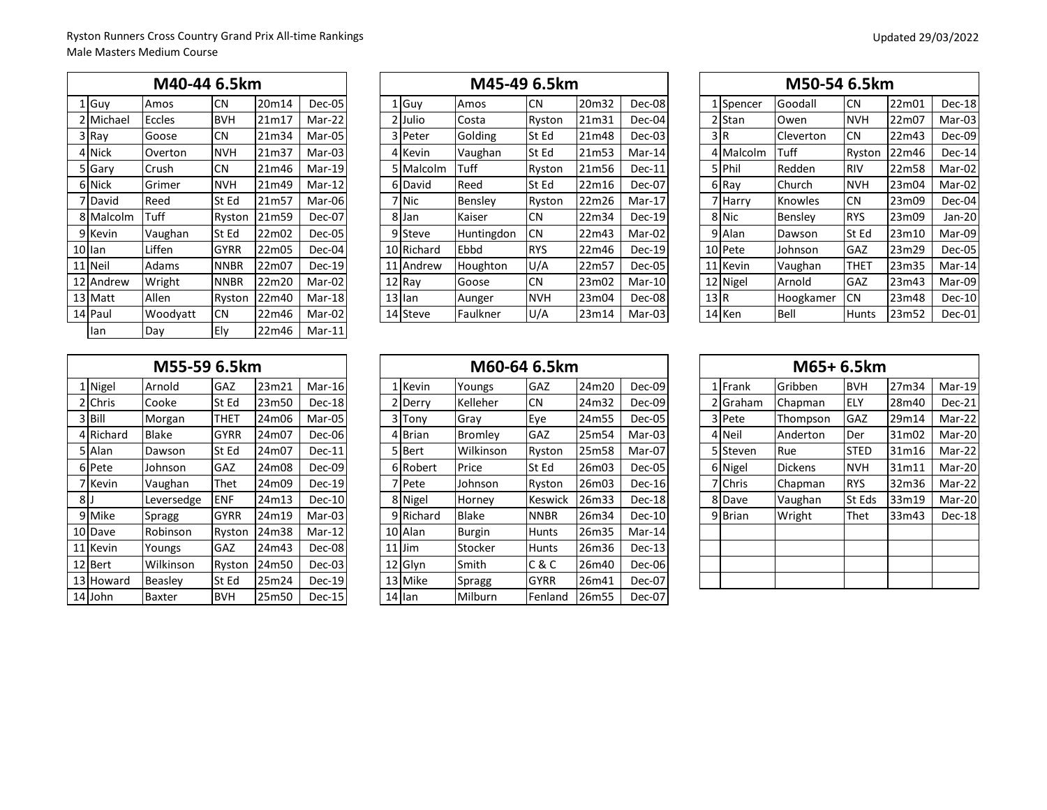Ryston Runners Cross Country Grand Prix All-time Rankings
Male Masters Medium Course

Updated 29/03/2022

## M40-44 6.5km

| | | | | | |
|---|---|---|---|---|---|
| 1 | Guy | Amos | CN | 20m14 | Dec-05 |
| 2 | Michael | Eccles | BVH | 21m17 | Mar-22 |
| 3 | Ray | Goose | CN | 21m34 | Mar-05 |
| 4 | Nick | Overton | NVH | 21m37 | Mar-03 |
| 5 | Gary | Crush | CN | 21m46 | Mar-19 |
| 6 | Nick | Grimer | NVH | 21m49 | Mar-12 |
| 7 | David | Reed | St Ed | 21m57 | Mar-06 |
| 8 | Malcolm | Tuff | Ryston | 21m59 | Dec-07 |
| 9 | Kevin | Vaughan | St Ed | 22m02 | Dec-05 |
| 10 | Ian | Liffen | GYRR | 22m05 | Dec-04 |
| 11 | Neil | Adams | NNBR | 22m07 | Dec-19 |
| 12 | Andrew | Wright | NNBR | 22m20 | Mar-02 |
| 13 | Matt | Allen | Ryston | 22m40 | Mar-18 |
| 14 | Paul | Woodyatt | CN | 22m46 | Mar-02 |
| | Ian | Day | Ely | 22m46 | Mar-11 |

## M45-49 6.5km

| | | | | | |
|---|---|---|---|---|---|
| 1 | Guy | Amos | CN | 20m32 | Dec-08 |
| 2 | Julio | Costa | Ryston | 21m31 | Dec-04 |
| 3 | Peter | Golding | St Ed | 21m48 | Dec-03 |
| 4 | Kevin | Vaughan | St Ed | 21m53 | Mar-14 |
| 5 | Malcolm | Tuff | Ryston | 21m56 | Dec-11 |
| 6 | David | Reed | St Ed | 22m16 | Dec-07 |
| 7 | Nic | Bensley | Ryston | 22m26 | Mar-17 |
| 8 | Jan | Kaiser | CN | 22m34 | Dec-19 |
| 9 | Steve | Huntingdon | CN | 22m43 | Mar-02 |
| 10 | Richard | Ebbd | RYS | 22m46 | Dec-19 |
| 11 | Andrew | Houghton | U/A | 22m57 | Dec-05 |
| 12 | Ray | Goose | CN | 23m02 | Mar-10 |
| 13 | Ian | Aunger | NVH | 23m04 | Dec-08 |
| 14 | Steve | Faulkner | U/A | 23m14 | Mar-03 |

## M50-54 6.5km

| | | | | | |
|---|---|---|---|---|---|
| 1 | Spencer | Goodall | CN | 22m01 | Dec-18 |
| 2 | Stan | Owen | NVH | 22m07 | Mar-03 |
| 3 | R | Cleverton | CN | 22m43 | Dec-09 |
| 4 | Malcolm | Tuff | Ryston | 22m46 | Dec-14 |
| 5 | Phil | Redden | RIV | 22m58 | Mar-02 |
| 6 | Ray | Church | NVH | 23m04 | Mar-02 |
| 7 | Harry | Knowles | CN | 23m09 | Dec-04 |
| 8 | Nic | Bensley | RYS | 23m09 | Jan-20 |
| 9 | Alan | Dawson | St Ed | 23m10 | Mar-09 |
| 10 | Pete | Johnson | GAZ | 23m29 | Dec-05 |
| 11 | Kevin | Vaughan | THET | 23m35 | Mar-14 |
| 12 | Nigel | Arnold | GAZ | 23m43 | Mar-09 |
| 13 | R | Hoogkamer | CN | 23m48 | Dec-10 |
| 14 | Ken | Bell | Hunts | 23m52 | Dec-01 |

## M55-59 6.5km

| | | | | | |
|---|---|---|---|---|---|
| 1 | Nigel | Arnold | GAZ | 23m21 | Mar-16 |
| 2 | Chris | Cooke | St Ed | 23m50 | Dec-18 |
| 3 | Bill | Morgan | THET | 24m06 | Mar-05 |
| 4 | Richard | Blake | GYRR | 24m07 | Dec-06 |
| 5 | Alan | Dawson | St Ed | 24m07 | Dec-11 |
| 6 | Pete | Johnson | GAZ | 24m08 | Dec-09 |
| 7 | Kevin | Vaughan | Thet | 24m09 | Dec-19 |
| 8 | J | Leversedge | ENF | 24m13 | Dec-10 |
| 9 | Mike | Spragg | GYRR | 24m19 | Mar-03 |
| 10 | Dave | Robinson | Ryston | 24m38 | Mar-12 |
| 11 | Kevin | Youngs | GAZ | 24m43 | Dec-08 |
| 12 | Bert | Wilkinson | Ryston | 24m50 | Dec-03 |
| 13 | Howard | Beasley | St Ed | 25m24 | Dec-19 |
| 14 | John | Baxter | BVH | 25m50 | Dec-15 |

## M60-64 6.5km

| | | | | | |
|---|---|---|---|---|---|
| 1 | Kevin | Youngs | GAZ | 24m20 | Dec-09 |
| 2 | Derry | Kelleher | CN | 24m32 | Dec-09 |
| 3 | Tony | Gray | Eye | 24m55 | Dec-05 |
| 4 | Brian | Bromley | GAZ | 25m54 | Mar-03 |
| 5 | Bert | Wilkinson | Ryston | 25m58 | Mar-07 |
| 6 | Robert | Price | St Ed | 26m03 | Dec-05 |
| 7 | Pete | Johnson | Ryston | 26m03 | Dec-16 |
| 8 | Nigel | Horney | Keswick | 26m33 | Dec-18 |
| 9 | Richard | Blake | NNBR | 26m34 | Dec-10 |
| 10 | Alan | Burgin | Hunts | 26m35 | Mar-14 |
| 11 | Jim | Stocker | Hunts | 26m36 | Dec-13 |
| 12 | Glyn | Smith | C & C | 26m40 | Dec-06 |
| 13 | Mike | Spragg | GYRR | 26m41 | Dec-07 |
| 14 | Ian | Milburn | Fenland | 26m55 | Dec-07 |

## M65+ 6.5km

| | | | | | |
|---|---|---|---|---|---|
| 1 | Frank | Gribben | BVH | 27m34 | Mar-19 |
| 2 | Graham | Chapman | ELY | 28m40 | Dec-21 |
| 3 | Pete | Thompson | GAZ | 29m14 | Mar-22 |
| 4 | Neil | Anderton | Der | 31m02 | Mar-20 |
| 5 | Steven | Rue | STED | 31m16 | Mar-22 |
| 6 | Nigel | Dickens | NVH | 31m11 | Mar-20 |
| 7 | Chris | Chapman | RYS | 32m36 | Mar-22 |
| 8 | Dave | Vaughan | St Eds | 33m19 | Mar-20 |
| 9 | Brian | Wright | Thet | 33m43 | Dec-18 |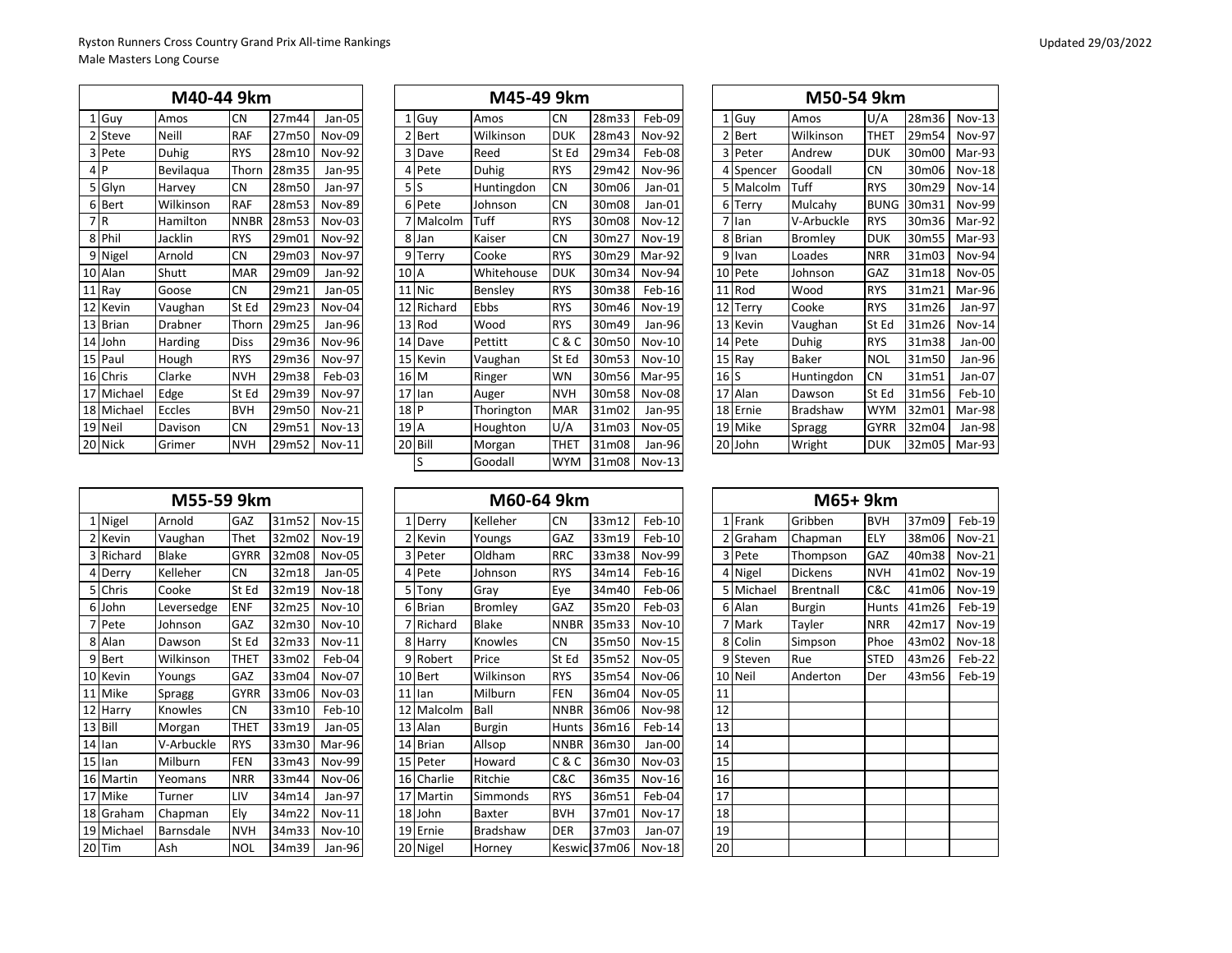Ryston Runners Cross Country Grand Prix All-time Rankings
Male Masters Long Course

Updated 29/03/2022

## M40-44 9km

| | | | | | |
|---|---|---|---|---|---|
| 1 | Guy | Amos | CN | 27m44 | Jan-05 |
| 2 | Steve | Neill | RAF | 27m50 | Nov-09 |
| 3 | Pete | Duhig | RYS | 28m10 | Nov-92 |
| 4 | P | Bevilaqua | Thorn | 28m35 | Jan-95 |
| 5 | Glyn | Harvey | CN | 28m50 | Jan-97 |
| 6 | Bert | Wilkinson | RAF | 28m53 | Nov-89 |
| 7 | R | Hamilton | NNBR | 28m53 | Nov-03 |
| 8 | Phil | Jacklin | RYS | 29m01 | Nov-92 |
| 9 | Nigel | Arnold | CN | 29m03 | Nov-97 |
| 10 | Alan | Shutt | MAR | 29m09 | Jan-92 |
| 11 | Ray | Goose | CN | 29m21 | Jan-05 |
| 12 | Kevin | Vaughan | St Ed | 29m23 | Nov-04 |
| 13 | Brian | Drabner | Thorn | 29m25 | Jan-96 |
| 14 | John | Harding | Diss | 29m36 | Nov-96 |
| 15 | Paul | Hough | RYS | 29m36 | Nov-97 |
| 16 | Chris | Clarke | NVH | 29m38 | Feb-03 |
| 17 | Michael | Edge | St Ed | 29m39 | Nov-97 |
| 18 | Michael | Eccles | BVH | 29m50 | Nov-21 |
| 19 | Neil | Davison | CN | 29m51 | Nov-13 |
| 20 | Nick | Grimer | NVH | 29m52 | Nov-11 |

## M45-49 9km

| | | | | | |
|---|---|---|---|---|---|
| 1 | Guy | Amos | CN | 28m33 | Feb-09 |
| 2 | Bert | Wilkinson | DUK | 28m43 | Nov-92 |
| 3 | Dave | Reed | St Ed | 29m34 | Feb-08 |
| 4 | Pete | Duhig | RYS | 29m42 | Nov-96 |
| 5 | S | Huntingdon | CN | 30m06 | Jan-01 |
| 6 | Pete | Johnson | CN | 30m08 | Jan-01 |
| 7 | Malcolm | Tuff | RYS | 30m08 | Nov-12 |
| 8 | Jan | Kaiser | CN | 30m27 | Nov-19 |
| 9 | Terry | Cooke | RYS | 30m29 | Mar-92 |
| 10 | A | Whitehouse | DUK | 30m34 | Nov-94 |
| 11 | Nic | Bensley | RYS | 30m38 | Feb-16 |
| 12 | Richard | Ebbs | RYS | 30m46 | Nov-19 |
| 13 | Rod | Wood | RYS | 30m49 | Jan-96 |
| 14 | Dave | Pettitt | C & C | 30m50 | Nov-10 |
| 15 | Kevin | Vaughan | St Ed | 30m53 | Nov-10 |
| 16 | M | Ringer | WN | 30m56 | Mar-95 |
| 17 | Ian | Auger | NVH | 30m58 | Nov-08 |
| 18 | P | Thorington | MAR | 31m02 | Jan-95 |
| 19 | A | Houghton | U/A | 31m03 | Nov-05 |
| 20 | Bill | Morgan | THET | 31m08 | Jan-96 |
| | S | Goodall | WYM | 31m08 | Nov-13 |

## M50-54 9km

| | | | | | |
|---|---|---|---|---|---|
| 1 | Guy | Amos | U/A | 28m36 | Nov-13 |
| 2 | Bert | Wilkinson | THET | 29m54 | Nov-97 |
| 3 | Peter | Andrew | DUK | 30m00 | Mar-93 |
| 4 | Spencer | Goodall | CN | 30m06 | Nov-18 |
| 5 | Malcolm | Tuff | RYS | 30m29 | Nov-14 |
| 6 | Terry | Mulcahy | BUNG | 30m31 | Nov-99 |
| 7 | Ian | V-Arbuckle | RYS | 30m36 | Mar-92 |
| 8 | Brian | Bromley | DUK | 30m55 | Mar-93 |
| 9 | Ivan | Loades | NRR | 31m03 | Nov-94 |
| 10 | Pete | Johnson | GAZ | 31m18 | Nov-05 |
| 11 | Rod | Wood | RYS | 31m21 | Mar-96 |
| 12 | Terry | Cooke | RYS | 31m26 | Jan-97 |
| 13 | Kevin | Vaughan | St Ed | 31m26 | Nov-14 |
| 14 | Pete | Duhig | RYS | 31m38 | Jan-00 |
| 15 | Ray | Baker | NOL | 31m50 | Jan-96 |
| 16 | S | Huntingdon | CN | 31m51 | Jan-07 |
| 17 | Alan | Dawson | St Ed | 31m56 | Feb-10 |
| 18 | Ernie | Bradshaw | WYM | 32m01 | Mar-98 |
| 19 | Mike | Spragg | GYRR | 32m04 | Jan-98 |
| 20 | John | Wright | DUK | 32m05 | Mar-93 |

## M55-59 9km

| | | | | | |
|---|---|---|---|---|---|
| 1 | Nigel | Arnold | GAZ | 31m52 | Nov-15 |
| 2 | Kevin | Vaughan | Thet | 32m02 | Nov-19 |
| 3 | Richard | Blake | GYRR | 32m08 | Nov-05 |
| 4 | Derry | Kelleher | CN | 32m18 | Jan-05 |
| 5 | Chris | Cooke | St Ed | 32m19 | Nov-18 |
| 6 | John | Leversedge | ENF | 32m25 | Nov-10 |
| 7 | Pete | Johnson | GAZ | 32m30 | Nov-10 |
| 8 | Alan | Dawson | St Ed | 32m33 | Nov-11 |
| 9 | Bert | Wilkinson | THET | 33m02 | Feb-04 |
| 10 | Kevin | Youngs | GAZ | 33m04 | Nov-07 |
| 11 | Mike | Spragg | GYRR | 33m06 | Nov-03 |
| 12 | Harry | Knowles | CN | 33m10 | Feb-10 |
| 13 | Bill | Morgan | THET | 33m19 | Jan-05 |
| 14 | Ian | V-Arbuckle | RYS | 33m30 | Mar-96 |
| 15 | Ian | Milburn | FEN | 33m43 | Nov-99 |
| 16 | Martin | Yeomans | NRR | 33m44 | Nov-06 |
| 17 | Mike | Turner | LIV | 34m14 | Jan-97 |
| 18 | Graham | Chapman | Ely | 34m22 | Nov-11 |
| 19 | Michael | Barnsdale | NVH | 34m33 | Nov-10 |
| 20 | Tim | Ash | NOL | 34m39 | Jan-96 |

## M60-64 9km

| | | | | | |
|---|---|---|---|---|---|
| 1 | Derry | Kelleher | CN | 33m12 | Feb-10 |
| 2 | Kevin | Youngs | GAZ | 33m19 | Feb-10 |
| 3 | Peter | Oldham | RRC | 33m38 | Nov-99 |
| 4 | Pete | Johnson | RYS | 34m14 | Feb-16 |
| 5 | Tony | Gray | Eye | 34m40 | Feb-06 |
| 6 | Brian | Bromley | GAZ | 35m20 | Feb-03 |
| 7 | Richard | Blake | NNBR | 35m33 | Nov-10 |
| 8 | Harry | Knowles | CN | 35m50 | Nov-15 |
| 9 | Robert | Price | St Ed | 35m52 | Nov-05 |
| 10 | Bert | Wilkinson | RYS | 35m54 | Nov-06 |
| 11 | Ian | Milburn | FEN | 36m04 | Nov-05 |
| 12 | Malcolm | Ball | NNBR | 36m06 | Nov-98 |
| 13 | Alan | Burgin | Hunts | 36m16 | Feb-14 |
| 14 | Brian | Allsop | NNBR | 36m30 | Jan-00 |
| 15 | Peter | Howard | C & C | 36m30 | Nov-03 |
| 16 | Charlie | Ritchie | C&C | 36m35 | Nov-16 |
| 17 | Martin | Simmonds | RYS | 36m51 | Feb-04 |
| 18 | John | Baxter | BVH | 37m01 | Nov-17 |
| 19 | Ernie | Bradshaw | DER | 37m03 | Jan-07 |
| 20 | Nigel | Horney | Keswick | 37m06 | Nov-18 |

## M65+ 9km

| | | | | | |
|---|---|---|---|---|---|
| 1 | Frank | Gribben | BVH | 37m09 | Feb-19 |
| 2 | Graham | Chapman | ELY | 38m06 | Nov-21 |
| 3 | Pete | Thompson | GAZ | 40m38 | Nov-21 |
| 4 | Nigel | Dickens | NVH | 41m02 | Nov-19 |
| 5 | Michael | Brentnall | C&C | 41m06 | Nov-19 |
| 6 | Alan | Burgin | Hunts | 41m26 | Feb-19 |
| 7 | Mark | Tayler | NRR | 42m17 | Nov-19 |
| 8 | Colin | Simpson | Phoe | 43m02 | Nov-18 |
| 9 | Steven | Rue | STED | 43m26 | Feb-22 |
| 10 | Neil | Anderton | Der | 43m56 | Feb-19 |
| 11 | | | | | |
| 12 | | | | | |
| 13 | | | | | |
| 14 | | | | | |
| 15 | | | | | |
| 16 | | | | | |
| 17 | | | | | |
| 18 | | | | | |
| 19 | | | | | |
| 20 | | | | | |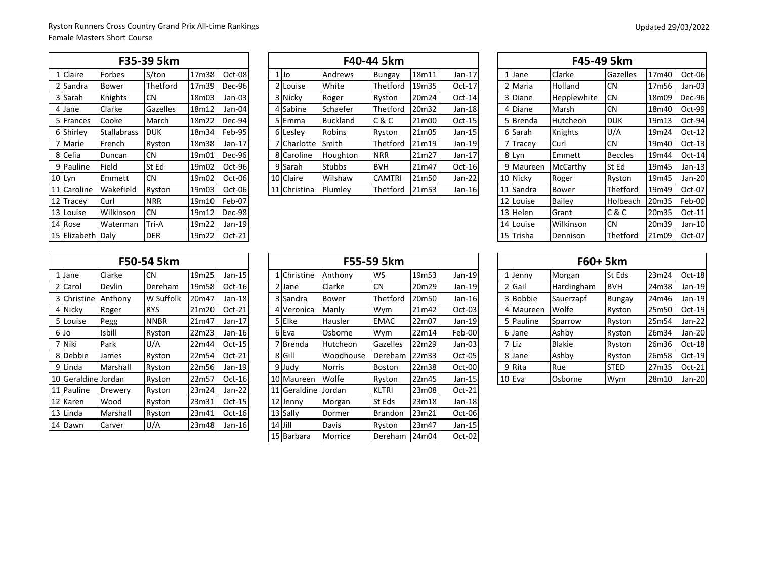Ryston Runners Cross Country Grand Prix All-time Rankings

Female Masters Short Course

Updated 29/03/2022

| F35-39 5km | | | | | |
|---|---|---|---|---|---|
| 1 | Claire | Forbes | S/ton | 17m38 | Oct-08 |
| 2 | Sandra | Bower | Thetford | 17m39 | Dec-96 |
| 3 | Sarah | Knights | CN | 18m03 | Jan-03 |
| 4 | Jane | Clarke | Gazelles | 18m12 | Jan-04 |
| 5 | Frances | Cooke | March | 18m22 | Dec-94 |
| 6 | Shirley | Stallabrass | DUK | 18m34 | Feb-95 |
| 7 | Marie | French | Ryston | 18m38 | Jan-17 |
| 8 | Celia | Duncan | CN | 19m01 | Dec-96 |
| 9 | Pauline | Field | St Ed | 19m02 | Oct-96 |
| 10 | Lyn | Emmett | CN | 19m02 | Oct-06 |
| 11 | Caroline | Wakefield | Ryston | 19m03 | Oct-06 |
| 12 | Tracey | Curl | NRR | 19m10 | Feb-07 |
| 13 | Louise | Wilkinson | CN | 19m12 | Dec-98 |
| 14 | Rose | Waterman | Tri-A | 19m22 | Jan-19 |
| 15 | Elizabeth | Daly | DER | 19m22 | Oct-21 |

| F40-44 5km | | | | | |
|---|---|---|---|---|---|
| 1 | Jo | Andrews | Bungay | 18m11 | Jan-17 |
| 2 | Louise | White | Thetford | 19m35 | Oct-17 |
| 3 | Nicky | Roger | Ryston | 20m24 | Oct-14 |
| 4 | Sabine | Schaefer | Thetford | 20m32 | Jan-18 |
| 5 | Emma | Buckland | C & C | 21m00 | Oct-15 |
| 6 | Lesley | Robins | Ryston | 21m05 | Jan-15 |
| 7 | Charlotte | Smith | Thetford | 21m19 | Jan-19 |
| 8 | Caroline | Houghton | NRR | 21m27 | Jan-17 |
| 9 | Sarah | Stubbs | BVH | 21m47 | Oct-16 |
| 10 | Claire | Wilshaw | CAMTRI | 21m50 | Jan-22 |
| 11 | Christina | Plumley | Thetford | 21m53 | Jan-16 |

| F45-49 5km | | | | | |
|---|---|---|---|---|---|
| 1 | Jane | Clarke | Gazelles | 17m40 | Oct-06 |
| 2 | Maria | Holland | CN | 17m56 | Jan-03 |
| 3 | Diane | Hepplewhite | CN | 18m09 | Dec-96 |
| 4 | Diane | Marsh | CN | 18m40 | Oct-99 |
| 5 | Brenda | Hutcheon | DUK | 19m13 | Oct-94 |
| 6 | Sarah | Knights | U/A | 19m24 | Oct-12 |
| 7 | Tracey | Curl | CN | 19m40 | Oct-13 |
| 8 | Lyn | Emmett | Beccles | 19m44 | Oct-14 |
| 9 | Maureen | McCarthy | St Ed | 19m45 | Jan-13 |
| 10 | Nicky | Roger | Ryston | 19m45 | Jan-20 |
| 11 | Sandra | Bower | Thetford | 19m49 | Oct-07 |
| 12 | Louise | Bailey | Holbeach | 20m35 | Feb-00 |
| 13 | Helen | Grant | C & C | 20m35 | Oct-11 |
| 14 | Louise | Wilkinson | CN | 20m39 | Jan-10 |
| 15 | Trisha | Dennison | Thetford | 21m09 | Oct-07 |

| F50-54 5km | | | | | |
|---|---|---|---|---|---|
| 1 | Jane | Clarke | CN | 19m25 | Jan-15 |
| 2 | Carol | Devlin | Dereham | 19m58 | Oct-16 |
| 3 | Christine | Anthony | W Suffolk | 20m47 | Jan-18 |
| 4 | Nicky | Roger | RYS | 21m20 | Oct-21 |
| 5 | Louise | Pegg | NNBR | 21m47 | Jan-17 |
| 6 | Jo | Isbill | Ryston | 22m23 | Jan-16 |
| 7 | Niki | Park | U/A | 22m44 | Oct-15 |
| 8 | Debbie | James | Ryston | 22m54 | Oct-21 |
| 9 | Linda | Marshall | Ryston | 22m56 | Jan-19 |
| 10 | Geraldine | Jordan | Ryston | 22m57 | Oct-16 |
| 11 | Pauline | Drewery | Ryston | 23m24 | Jan-22 |
| 12 | Karen | Wood | Ryston | 23m31 | Oct-15 |
| 13 | Linda | Marshall | Ryston | 23m41 | Oct-16 |
| 14 | Dawn | Carver | U/A | 23m48 | Jan-16 |

| F55-59 5km | | | | | |
|---|---|---|---|---|---|
| 1 | Christine | Anthony | WS | 19m53 | Jan-19 |
| 2 | Jane | Clarke | CN | 20m29 | Jan-19 |
| 3 | Sandra | Bower | Thetford | 20m50 | Jan-16 |
| 4 | Veronica | Manly | Wym | 21m42 | Oct-03 |
| 5 | Elke | Hausler | EMAC | 22m07 | Jan-19 |
| 6 | Eva | Osborne | Wym | 22m14 | Feb-00 |
| 7 | Brenda | Hutcheon | Gazelles | 22m29 | Jan-03 |
| 8 | Gill | Woodhouse | Dereham | 22m33 | Oct-05 |
| 9 | Judy | Norris | Boston | 22m38 | Oct-00 |
| 10 | Maureen | Wolfe | Ryston | 22m45 | Jan-15 |
| 11 | Geraldine | Jordan | KLTRI | 23m08 | Oct-21 |
| 12 | Jenny | Morgan | St Eds | 23m18 | Jan-18 |
| 13 | Sally | Dormer | Brandon | 23m21 | Oct-06 |
| 14 | Jill | Davis | Ryston | 23m47 | Jan-15 |
| 15 | Barbara | Morrice | Dereham | 24m04 | Oct-02 |

| F60+ 5km | | | | | |
|---|---|---|---|---|---|
| 1 | Jenny | Morgan | St Eds | 23m24 | Oct-18 |
| 2 | Gail | Hardingham | BVH | 24m38 | Jan-19 |
| 3 | Bobbie | Sauerzapf | Bungay | 24m46 | Jan-19 |
| 4 | Maureen | Wolfe | Ryston | 25m50 | Oct-19 |
| 5 | Pauline | Sparrow | Ryston | 25m54 | Jan-22 |
| 6 | Jane | Ashby | Ryston | 26m34 | Jan-20 |
| 7 | Liz | Blakie | Ryston | 26m36 | Oct-18 |
| 8 | Jane | Ashby | Ryston | 26m58 | Oct-19 |
| 9 | Rita | Rue | STED | 27m35 | Oct-21 |
| 10 | Eva | Osborne | Wym | 28m10 | Jan-20 |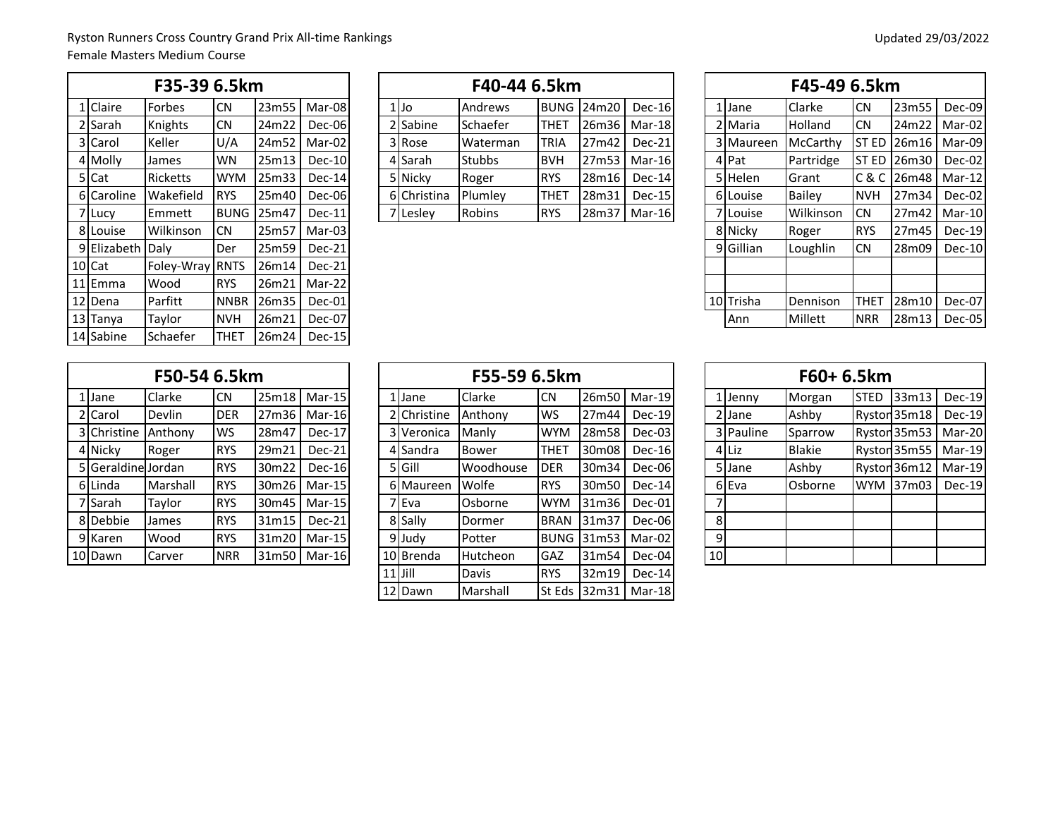Ryston Runners Cross Country Grand Prix All-time Rankings

Female Masters Medium Course

Updated 29/03/2022

| F35-39 6.5km | | | | | |
|---|---|---|---|---|---|
| 1 | Claire | Forbes | CN | 23m55 | Mar-08 |
| 2 | Sarah | Knights | CN | 24m22 | Dec-06 |
| 3 | Carol | Keller | U/A | 24m52 | Mar-02 |
| 4 | Molly | James | WN | 25m13 | Dec-10 |
| 5 | Cat | Ricketts | WYM | 25m33 | Dec-14 |
| 6 | Caroline | Wakefield | RYS | 25m40 | Dec-06 |
| 7 | Lucy | Emmett | BUNG | 25m47 | Dec-11 |
| 8 | Louise | Wilkinson | CN | 25m57 | Mar-03 |
| 9 | Elizabeth | Daly | Der | 25m59 | Dec-21 |
| 10 | Cat | Foley-Wray | RNTS | 26m14 | Dec-21 |
| 11 | Emma | Wood | RYS | 26m21 | Mar-22 |
| 12 | Dena | Parfitt | NNBR | 26m35 | Dec-01 |
| 13 | Tanya | Taylor | NVH | 26m21 | Dec-07 |
| 14 | Sabine | Schaefer | THET | 26m24 | Dec-15 |

| F40-44 6.5km | | | | | |
|---|---|---|---|---|---|
| 1 | Jo | Andrews | BUNG | 24m20 | Dec-16 |
| 2 | Sabine | Schaefer | THET | 26m36 | Mar-18 |
| 3 | Rose | Waterman | TRIA | 27m42 | Dec-21 |
| 4 | Sarah | Stubbs | BVH | 27m53 | Mar-16 |
| 5 | Nicky | Roger | RYS | 28m16 | Dec-14 |
| 6 | Christina | Plumley | THET | 28m31 | Dec-15 |
| 7 | Lesley | Robins | RYS | 28m37 | Mar-16 |

| F45-49 6.5km | | | | | |
|---|---|---|---|---|---|
| 1 | Jane | Clarke | CN | 23m55 | Dec-09 |
| 2 | Maria | Holland | CN | 24m22 | Mar-02 |
| 3 | Maureen | McCarthy | ST ED | 26m16 | Mar-09 |
| 4 | Pat | Partridge | ST ED | 26m30 | Dec-02 |
| 5 | Helen | Grant | C & C | 26m48 | Mar-12 |
| 6 | Louise | Bailey | NVH | 27m34 | Dec-02 |
| 7 | Louise | Wilkinson | CN | 27m42 | Mar-10 |
| 8 | Nicky | Roger | RYS | 27m45 | Dec-19 |
| 9 | Gillian | Loughlin | CN | 28m09 | Dec-10 |
| | | | | | |
| | | | | | |
| 10 | Trisha | Dennison | THET | 28m10 | Dec-07 |
| | Ann | Millett | NRR | 28m13 | Dec-05 |

| F50-54 6.5km | | | | | |
|---|---|---|---|---|---|
| 1 | Jane | Clarke | CN | 25m18 | Mar-15 |
| 2 | Carol | Devlin | DER | 27m36 | Mar-16 |
| 3 | Christine | Anthony | WS | 28m47 | Dec-17 |
| 4 | Nicky | Roger | RYS | 29m21 | Dec-21 |
| 5 | Geraldine | Jordan | RYS | 30m22 | Dec-16 |
| 6 | Linda | Marshall | RYS | 30m26 | Mar-15 |
| 7 | Sarah | Taylor | RYS | 30m45 | Mar-15 |
| 8 | Debbie | James | RYS | 31m15 | Dec-21 |
| 9 | Karen | Wood | RYS | 31m20 | Mar-15 |
| 10 | Dawn | Carver | NRR | 31m50 | Mar-16 |

| F55-59 6.5km | | | | | |
|---|---|---|---|---|---|
| 1 | Jane | Clarke | CN | 26m50 | Mar-19 |
| 2 | Christine | Anthony | WS | 27m44 | Dec-19 |
| 3 | Veronica | Manly | WYM | 28m58 | Dec-03 |
| 4 | Sandra | Bower | THET | 30m08 | Dec-16 |
| 5 | Gill | Woodhouse | DER | 30m34 | Dec-06 |
| 6 | Maureen | Wolfe | RYS | 30m50 | Dec-14 |
| 7 | Eva | Osborne | WYM | 31m36 | Dec-01 |
| 8 | Sally | Dormer | BRAN | 31m37 | Dec-06 |
| 9 | Judy | Potter | BUNG | 31m53 | Mar-02 |
| 10 | Brenda | Hutcheon | GAZ | 31m54 | Dec-04 |
| 11 | Jill | Davis | RYS | 32m19 | Dec-14 |
| 12 | Dawn | Marshall | St Eds | 32m31 | Mar-18 |

| F60+ 6.5km | | | | | |
|---|---|---|---|---|---|
| 1 | Jenny | Morgan | STED | 33m13 | Dec-19 |
| 2 | Jane | Ashby | Ryston | 35m18 | Dec-19 |
| 3 | Pauline | Sparrow | Ryston | 35m53 | Mar-20 |
| 4 | Liz | Blakie | Ryston | 35m55 | Mar-19 |
| 5 | Jane | Ashby | Ryston | 36m12 | Mar-19 |
| 6 | Eva | Osborne | WYM | 37m03 | Dec-19 |
| 7 | | | | | |
| 8 | | | | | |
| 9 | | | | | |
| 10 | | | | | |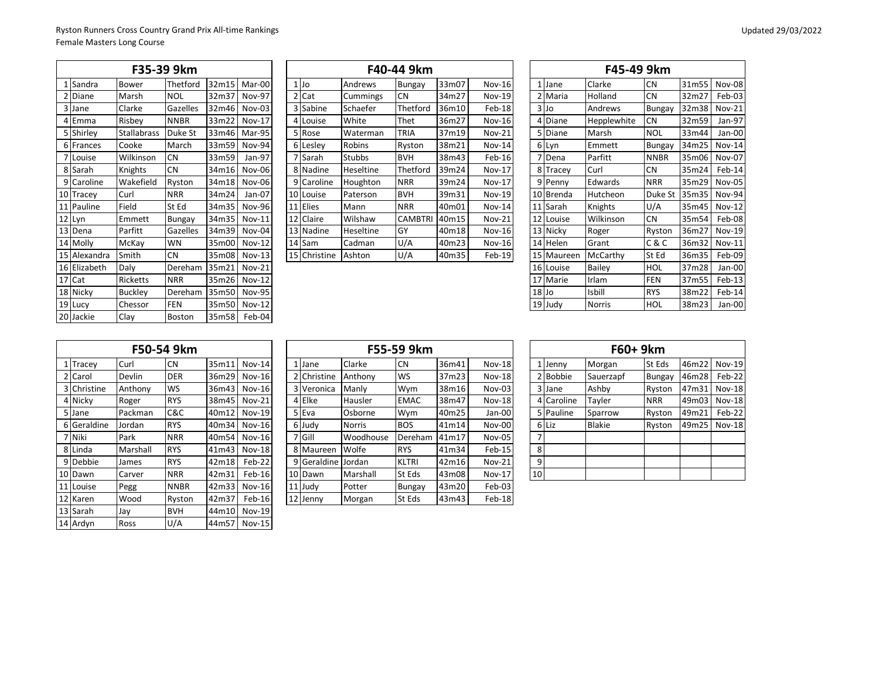Ryston Runners Cross Country Grand Prix All-time Rankings
Female Masters Long Course

Updated 29/03/2022

### F35-39 9km

| | | | | | |
|---|---|---|---|---|---|
| 1 | Sandra | Bower | Thetford | 32m15 | Mar-00 |
| 2 | Diane | Marsh | NOL | 32m37 | Nov-97 |
| 3 | Jane | Clarke | Gazelles | 32m46 | Nov-03 |
| 4 | Emma | Risbey | NNBR | 33m22 | Nov-17 |
| 5 | Shirley | Stallabrass | Duke St | 33m46 | Mar-95 |
| 6 | Frances | Cooke | March | 33m59 | Nov-94 |
| 7 | Louise | Wilkinson | CN | 33m59 | Jan-97 |
| 8 | Sarah | Knights | CN | 34m16 | Nov-06 |
| 9 | Caroline | Wakefield | Ryston | 34m18 | Nov-06 |
| 10 | Tracey | Curl | NRR | 34m24 | Jan-07 |
| 11 | Pauline | Field | St Ed | 34m35 | Nov-96 |
| 12 | Lyn | Emmett | Bungay | 34m35 | Nov-11 |
| 13 | Dena | Parfitt | Gazelles | 34m39 | Nov-04 |
| 14 | Molly | McKay | WN | 35m00 | Nov-12 |
| 15 | Alexandra | Smith | CN | 35m08 | Nov-13 |
| 16 | Elizabeth | Daly | Dereham | 35m21 | Nov-21 |
| 17 | Cat | Ricketts | NRR | 35m26 | Nov-12 |
| 18 | Nicky | Buckley | Dereham | 35m50 | Nov-95 |
| 19 | Lucy | Chessor | FEN | 35m50 | Nov-12 |
| 20 | Jackie | Clay | Boston | 35m58 | Feb-04 |

### F40-44 9km

| | | | | | |
|---|---|---|---|---|---|
| 1 | Jo | Andrews | Bungay | 33m07 | Nov-16 |
| 2 | Cat | Cummings | CN | 34m27 | Nov-19 |
| 3 | Sabine | Schaefer | Thetford | 36m10 | Feb-18 |
| 4 | Louise | White | Thet | 36m27 | Nov-16 |
| 5 | Rose | Waterman | TRIA | 37m19 | Nov-21 |
| 6 | Lesley | Robins | Ryston | 38m21 | Nov-14 |
| 7 | Sarah | Stubbs | BVH | 38m43 | Feb-16 |
| 8 | Nadine | Heseltine | Thetford | 39m24 | Nov-17 |
| 9 | Caroline | Houghton | NRR | 39m24 | Nov-17 |
| 10 | Louise | Paterson | BVH | 39m31 | Nov-19 |
| 11 | Elies | Mann | NRR | 40m01 | Nov-14 |
| 12 | Claire | Wilshaw | CAMBTRI | 40m15 | Nov-21 |
| 13 | Nadine | Heseltine | GY | 40m18 | Nov-16 |
| 14 | Sam | Cadman | U/A | 40m23 | Nov-16 |
| 15 | Christine | Ashton | U/A | 40m35 | Feb-19 |

### F45-49 9km

| | | | | | |
|---|---|---|---|---|---|
| 1 | Jane | Clarke | CN | 31m55 | Nov-08 |
| 2 | Maria | Holland | CN | 32m27 | Feb-03 |
| 3 | Jo | Andrews | Bungay | 32m38 | Nov-21 |
| 4 | Diane | Hepplewhite | CN | 32m59 | Jan-97 |
| 5 | Diane | Marsh | NOL | 33m44 | Jan-00 |
| 6 | Lyn | Emmett | Bungay | 34m25 | Nov-14 |
| 7 | Dena | Parfitt | NNBR | 35m06 | Nov-07 |
| 8 | Tracey | Curl | CN | 35m24 | Feb-14 |
| 9 | Penny | Edwards | NRR | 35m29 | Nov-05 |
| 10 | Brenda | Hutcheon | Duke St | 35m35 | Nov-94 |
| 11 | Sarah | Knights | U/A | 35m45 | Nov-12 |
| 12 | Louise | Wilkinson | CN | 35m54 | Feb-08 |
| 13 | Nicky | Roger | Ryston | 36m27 | Nov-19 |
| 14 | Helen | Grant | C & C | 36m32 | Nov-11 |
| 15 | Maureen | McCarthy | St Ed | 36m35 | Feb-09 |
| 16 | Louise | Bailey | HOL | 37m28 | Jan-00 |
| 17 | Marie | Irlam | FEN | 37m55 | Feb-13 |
| 18 | Jo | Isbill | RYS | 38m22 | Feb-14 |
| 19 | Judy | Norris | HOL | 38m23 | Jan-00 |

### F50-54 9km

| | | | | | |
|---|---|---|---|---|---|
| 1 | Tracey | Curl | CN | 35m11 | Nov-14 |
| 2 | Carol | Devlin | DER | 36m29 | Nov-16 |
| 3 | Christine | Anthony | WS | 36m43 | Nov-16 |
| 4 | Nicky | Roger | RYS | 38m45 | Nov-21 |
| 5 | Jane | Packman | C&C | 40m12 | Nov-19 |
| 6 | Geraldine | Jordan | RYS | 40m34 | Nov-16 |
| 7 | Niki | Park | NRR | 40m54 | Nov-16 |
| 8 | Linda | Marshall | RYS | 41m43 | Nov-18 |
| 9 | Debbie | James | RYS | 42m18 | Feb-22 |
| 10 | Dawn | Carver | NRR | 42m31 | Feb-16 |
| 11 | Louise | Pegg | NNBR | 42m33 | Nov-16 |
| 12 | Karen | Wood | Ryston | 42m37 | Feb-16 |
| 13 | Sarah | Jay | BVH | 44m10 | Nov-19 |
| 14 | Ardyn | Ross | U/A | 44m57 | Nov-15 |

### F55-59 9km

| | | | | | |
|---|---|---|---|---|---|
| 1 | Jane | Clarke | CN | 36m41 | Nov-18 |
| 2 | Christine | Anthony | WS | 37m23 | Nov-18 |
| 3 | Veronica | Manly | Wym | 38m16 | Nov-03 |
| 4 | Elke | Hausler | EMAC | 38m47 | Nov-18 |
| 5 | Eva | Osborne | Wym | 40m25 | Jan-00 |
| 6 | Judy | Norris | BOS | 41m14 | Nov-00 |
| 7 | Gill | Woodhouse | Dereham | 41m17 | Nov-05 |
| 8 | Maureen | Wolfe | RYS | 41m34 | Feb-15 |
| 9 | Geraldine | Jordan | KLTRI | 42m16 | Nov-21 |
| 10 | Dawn | Marshall | St Eds | 43m08 | Nov-17 |
| 11 | Judy | Potter | Bungay | 43m20 | Feb-03 |
| 12 | Jenny | Morgan | St Eds | 43m43 | Feb-18 |

### F60+ 9km

| | | | | | |
|---|---|---|---|---|---|
| 1 | Jenny | Morgan | St Eds | 46m22 | Nov-19 |
| 2 | Bobbie | Sauerzapf | Bungay | 46m28 | Feb-22 |
| 3 | Jane | Ashby | Ryston | 47m31 | Nov-18 |
| 4 | Caroline | Tayler | NRR | 49m03 | Nov-18 |
| 5 | Pauline | Sparrow | Ryston | 49m21 | Feb-22 |
| 6 | Liz | Blakie | Ryston | 49m25 | Nov-18 |
| 7 | | | | | |
| 8 | | | | | |
| 9 | | | | | |
| 10 | | | | | |